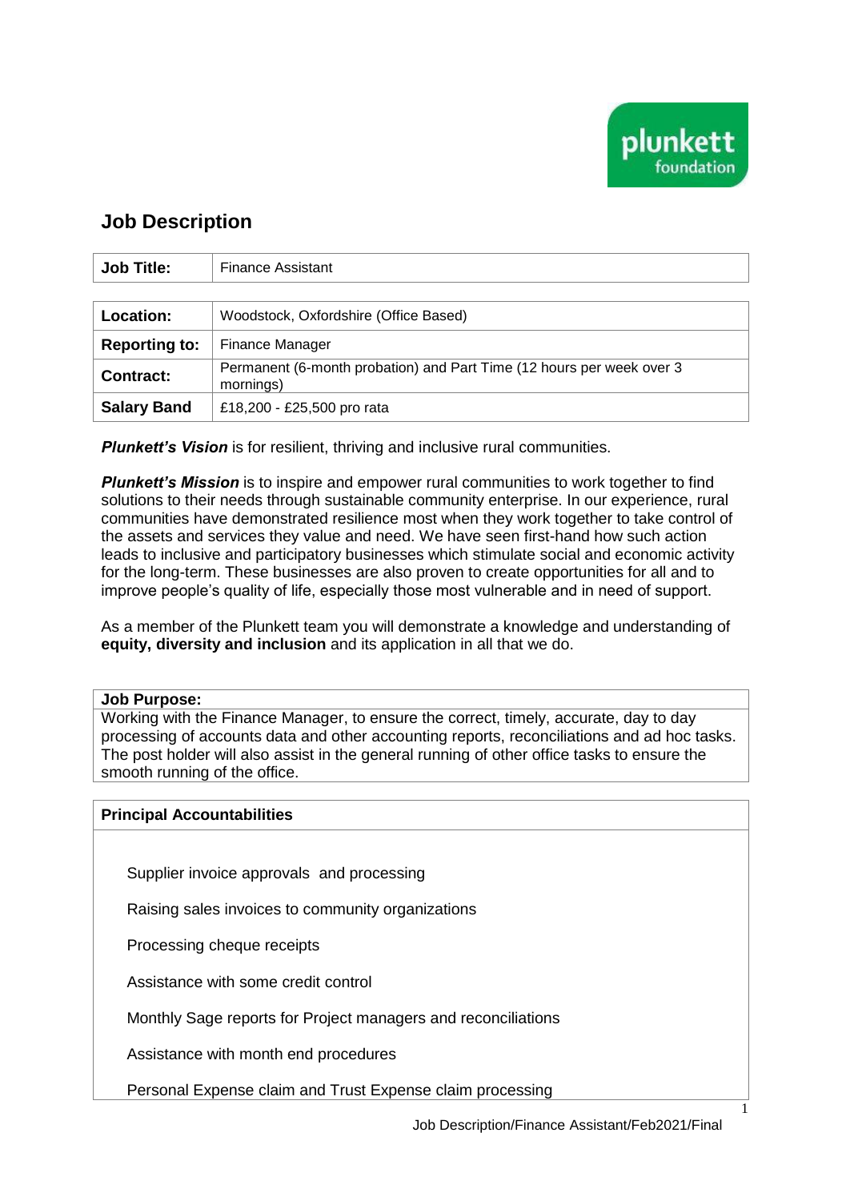# Job Description

| Job Title: | Finance Assistant |
|---|---|

| Location: | Woodstock, Oxfordshire (Office Based) |
|---|---|
| **Reporting to:** | Finance Manager |
| **Contract:** | Permanent (6-month probation) and Part Time (12 hours per week over 3 mornings) |
| **Salary Band** | £18,200 - £25,500 pro rata |

***Plunkett's Vision*** is for resilient, thriving and inclusive rural communities.

***Plunkett's Mission*** is to inspire and empower rural communities to work together to find solutions to their needs through sustainable community enterprise. In our experience, rural communities have demonstrated resilience most when they work together to take control of the assets and services they value and need. We have seen first-hand how such action leads to inclusive and participatory businesses which stimulate social and economic activity for the long-term. These businesses are also proven to create opportunities for all and to improve people's quality of life, especially those most vulnerable and in need of support.

As a member of the Plunkett team you will demonstrate a knowledge and understanding of **equity, diversity and inclusion** and its application in all that we do.

**Job Purpose:**

Working with the Finance Manager, to ensure the correct, timely, accurate, day to day processing of accounts data and other accounting reports, reconciliations and ad hoc tasks. The post holder will also assist in the general running of other office tasks to ensure the smooth running of the office.

**Principal Accountabilities**

Supplier invoice approvals and processing

Raising sales invoices to community organizations

Processing cheque receipts

Assistance with some credit control

Monthly Sage reports for Project managers and reconciliations

Assistance with month end procedures

Personal Expense claim and Trust Expense claim processing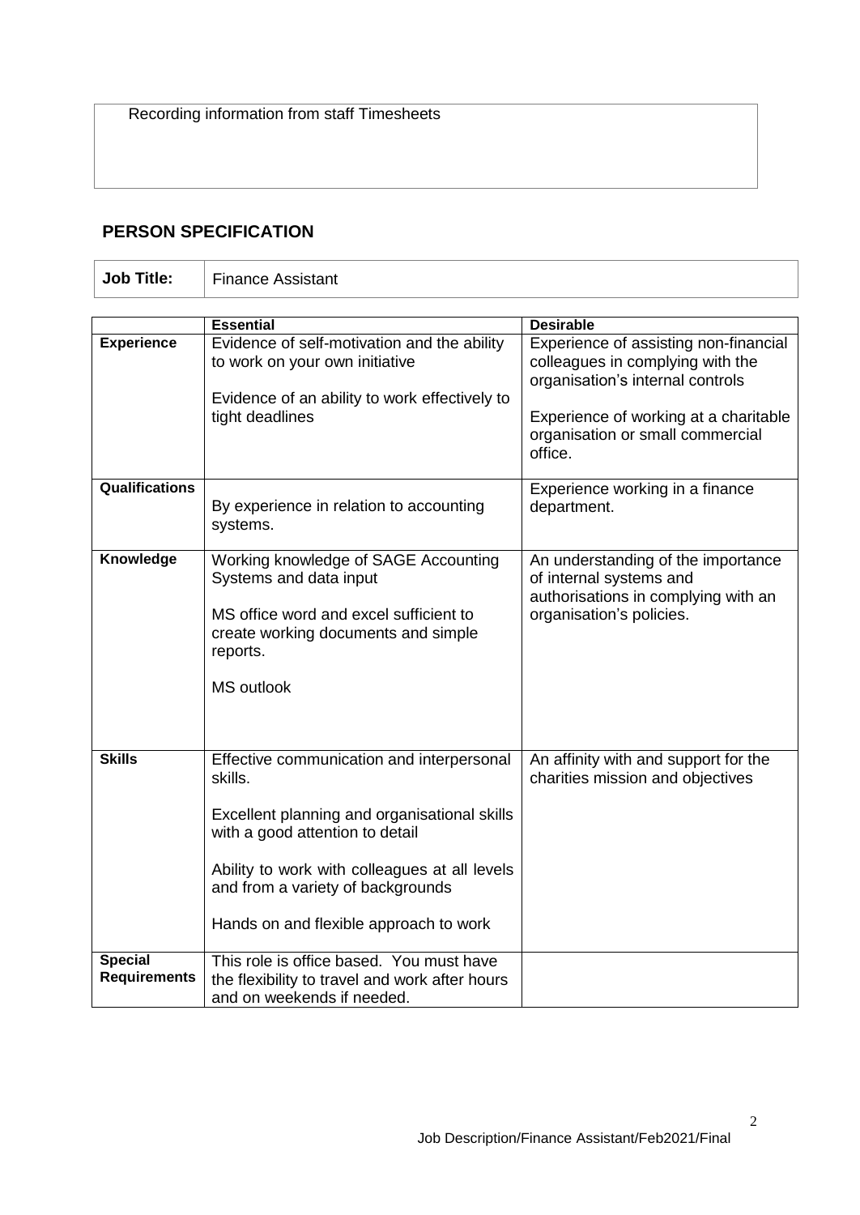Recording information from staff Timesheets

## PERSON SPECIFICATION

| **Job Title:** | Finance Assistant |
|---|---|

| | **Essential** | **Desirable** |
|---|---|---|
| **Experience** | Evidence of self-motivation and the ability to work on your own initiative<br><br>Evidence of an ability to work effectively to tight deadlines | Experience of assisting non-financial colleagues in complying with the organisation's internal controls<br><br>Experience of working at a charitable organisation or small commercial office. |
| **Qualifications** | By experience in relation to accounting systems. | Experience working in a finance department. |
| **Knowledge** | Working knowledge of SAGE Accounting Systems and data input<br><br>MS office word and excel sufficient to create working documents and simple reports.<br><br>MS outlook | An understanding of the importance of internal systems and authorisations in complying with an organisation's policies. |
| **Skills** | Effective communication and interpersonal skills.<br><br>Excellent planning and organisational skills with a good attention to detail<br><br>Ability to work with colleagues at all levels and from a variety of backgrounds<br><br>Hands on and flexible approach to work | An affinity with and support for the charities mission and objectives |
| **Special Requirements** | This role is office based. You must have the flexibility to travel and work after hours and on weekends if needed. | |